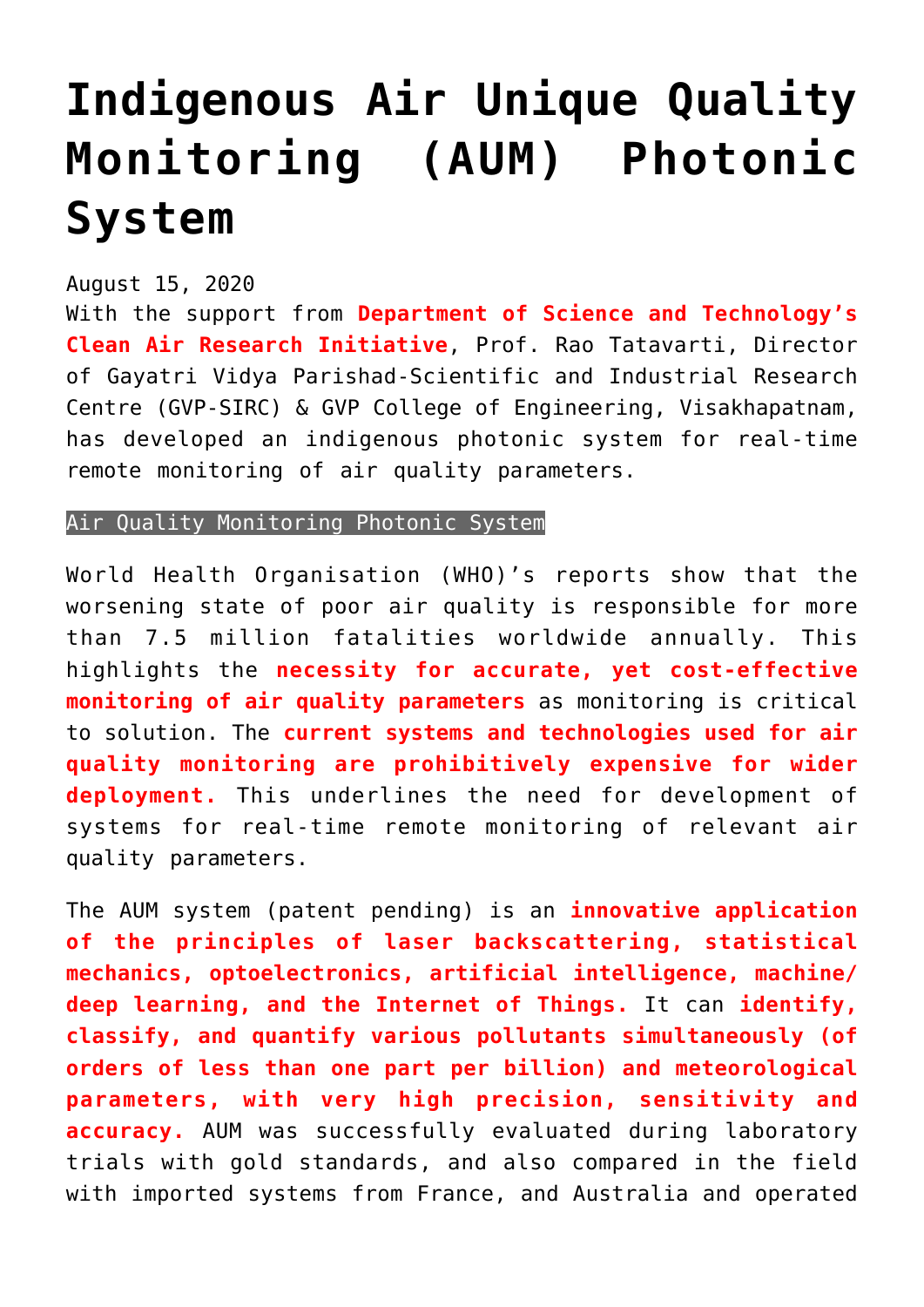# Indigenous Air Unique Quality Monitoring (AUM) Photonic System

August 15, 2020

With the support from **Department of Science and Technology's Clean Air Research Initiative**, Prof. Rao Tatavarti, Director of Gayatri Vidya Parishad-Scientific and Industrial Research Centre (GVP-SIRC) & GVP College of Engineering, Visakhapatnam, has developed an indigenous photonic system for real-time remote monitoring of air quality parameters.

Air Quality Monitoring Photonic System

World Health Organisation (WHO)'s reports show that the worsening state of poor air quality is responsible for more than 7.5 million fatalities worldwide annually. This highlights the **necessity for accurate, yet cost-effective monitoring of air quality parameters** as monitoring is critical to solution. The **current systems and technologies used for air quality monitoring are prohibitively expensive for wider deployment.** This underlines the need for development of systems for real-time remote monitoring of relevant air quality parameters.

The AUM system (patent pending) is an **innovative application of the principles of laser backscattering, statistical mechanics, optoelectronics, artificial intelligence, machine/ deep learning, and the Internet of Things.** It can **identify, classify, and quantify various pollutants simultaneously (of orders of less than one part per billion) and meteorological parameters, with very high precision, sensitivity and accuracy.** AUM was successfully evaluated during laboratory trials with gold standards, and also compared in the field with imported systems from France, and Australia and operated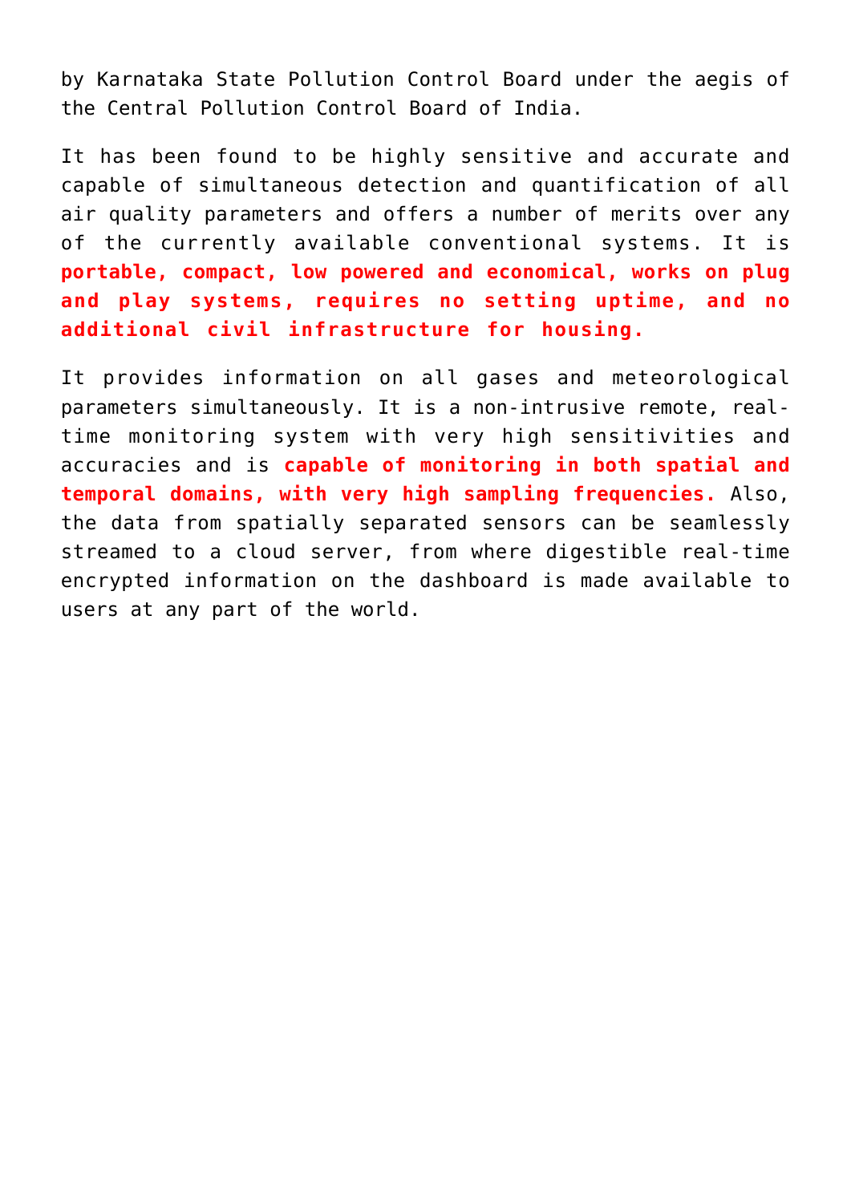by Karnataka State Pollution Control Board under the aegis of the Central Pollution Control Board of India.

It has been found to be highly sensitive and accurate and capable of simultaneous detection and quantification of all air quality parameters and offers a number of merits over any of the currently available conventional systems. It is **portable, compact, low powered and economical, works on plug and play systems, requires no setting uptime, and no additional civil infrastructure for housing.**

It provides information on all gases and meteorological parameters simultaneously. It is a non-intrusive remote, real-time monitoring system with very high sensitivities and accuracies and is **capable of monitoring in both spatial and temporal domains, with very high sampling frequencies.** Also, the data from spatially separated sensors can be seamlessly streamed to a cloud server, from where digestible real-time encrypted information on the dashboard is made available to users at any part of the world.